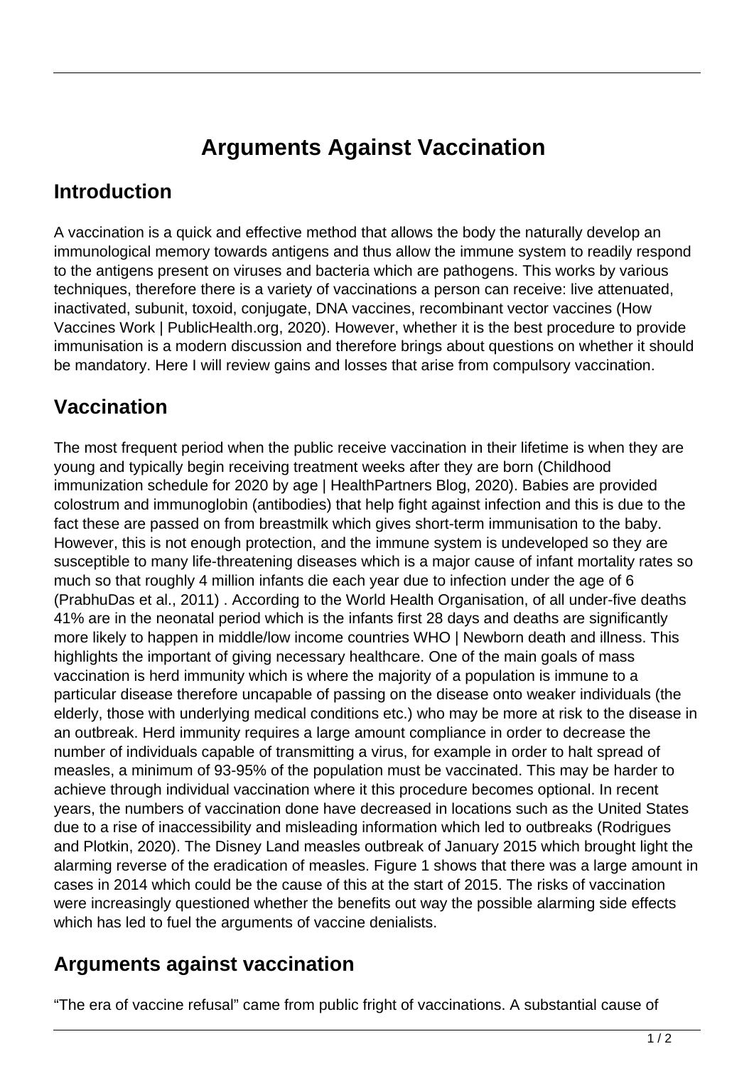# Arguments Against Vaccination

## Introduction

A vaccination is a quick and effective method that allows the body the naturally develop an immunological memory towards antigens and thus allow the immune system to readily respond to the antigens present on viruses and bacteria which are pathogens. This works by various techniques, therefore there is a variety of vaccinations a person can receive: live attenuated, inactivated, subunit, toxoid, conjugate, DNA vaccines, recombinant vector vaccines (How Vaccines Work | PublicHealth.org, 2020). However, whether it is the best procedure to provide immunisation is a modern discussion and therefore brings about questions on whether it should be mandatory. Here I will review gains and losses that arise from compulsory vaccination.

## Vaccination

The most frequent period when the public receive vaccination in their lifetime is when they are young and typically begin receiving treatment weeks after they are born (Childhood immunization schedule for 2020 by age | HealthPartners Blog, 2020). Babies are provided colostrum and immunoglobin (antibodies) that help fight against infection and this is due to the fact these are passed on from breastmilk which gives short-term immunisation to the baby. However, this is not enough protection, and the immune system is undeveloped so they are susceptible to many life-threatening diseases which is a major cause of infant mortality rates so much so that roughly 4 million infants die each year due to infection under the age of 6 (PrabhuDas et al., 2011) . According to the World Health Organisation, of all under-five deaths 41% are in the neonatal period which is the infants first 28 days and deaths are significantly more likely to happen in middle/low income countries WHO | Newborn death and illness. This highlights the important of giving necessary healthcare. One of the main goals of mass vaccination is herd immunity which is where the majority of a population is immune to a particular disease therefore uncapable of passing on the disease onto weaker individuals (the elderly, those with underlying medical conditions etc.) who may be more at risk to the disease in an outbreak. Herd immunity requires a large amount compliance in order to decrease the number of individuals capable of transmitting a virus, for example in order to halt spread of measles, a minimum of 93-95% of the population must be vaccinated. This may be harder to achieve through individual vaccination where it this procedure becomes optional. In recent years, the numbers of vaccination done have decreased in locations such as the United States due to a rise of inaccessibility and misleading information which led to outbreaks (Rodrigues and Plotkin, 2020). The Disney Land measles outbreak of January 2015 which brought light the alarming reverse of the eradication of measles. Figure 1 shows that there was a large amount in cases in 2014 which could be the cause of this at the start of 2015. The risks of vaccination were increasingly questioned whether the benefits out way the possible alarming side effects which has led to fuel the arguments of vaccine denialists.

## Arguments against vaccination

“The era of vaccine refusal” came from public fright of vaccinations. A substantial cause of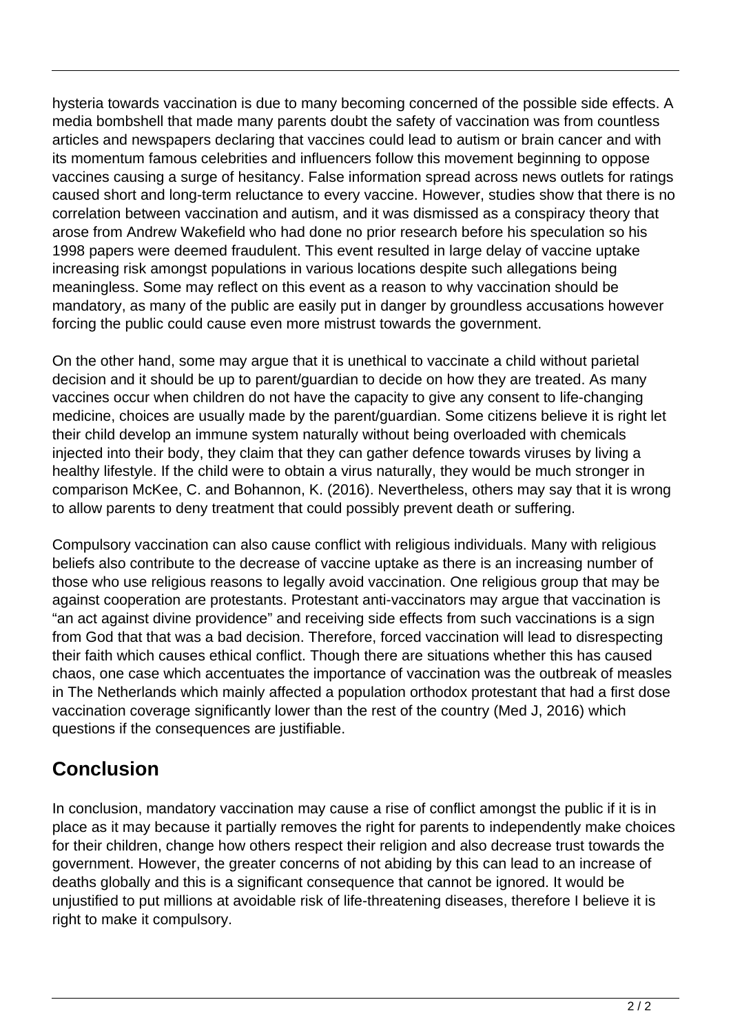hysteria towards vaccination is due to many becoming concerned of the possible side effects. A media bombshell that made many parents doubt the safety of vaccination was from countless articles and newspapers declaring that vaccines could lead to autism or brain cancer and with its momentum famous celebrities and influencers follow this movement beginning to oppose vaccines causing a surge of hesitancy. False information spread across news outlets for ratings caused short and long-term reluctance to every vaccine. However, studies show that there is no correlation between vaccination and autism, and it was dismissed as a conspiracy theory that arose from Andrew Wakefield who had done no prior research before his speculation so his 1998 papers were deemed fraudulent. This event resulted in large delay of vaccine uptake increasing risk amongst populations in various locations despite such allegations being meaningless. Some may reflect on this event as a reason to why vaccination should be mandatory, as many of the public are easily put in danger by groundless accusations however forcing the public could cause even more mistrust towards the government.

On the other hand, some may argue that it is unethical to vaccinate a child without parietal decision and it should be up to parent/guardian to decide on how they are treated. As many vaccines occur when children do not have the capacity to give any consent to life-changing medicine, choices are usually made by the parent/guardian. Some citizens believe it is right let their child develop an immune system naturally without being overloaded with chemicals injected into their body, they claim that they can gather defence towards viruses by living a healthy lifestyle. If the child were to obtain a virus naturally, they would be much stronger in comparison McKee, C. and Bohannon, K. (2016). Nevertheless, others may say that it is wrong to allow parents to deny treatment that could possibly prevent death or suffering.

Compulsory vaccination can also cause conflict with religious individuals. Many with religious beliefs also contribute to the decrease of vaccine uptake as there is an increasing number of those who use religious reasons to legally avoid vaccination. One religious group that may be against cooperation are protestants. Protestant anti-vaccinators may argue that vaccination is "an act against divine providence" and receiving side effects from such vaccinations is a sign from God that that was a bad decision. Therefore, forced vaccination will lead to disrespecting their faith which causes ethical conflict. Though there are situations whether this has caused chaos, one case which accentuates the importance of vaccination was the outbreak of measles in The Netherlands which mainly affected a population orthodox protestant that had a first dose vaccination coverage significantly lower than the rest of the country (Med J, 2016) which questions if the consequences are justifiable.

## Conclusion

In conclusion, mandatory vaccination may cause a rise of conflict amongst the public if it is in place as it may because it partially removes the right for parents to independently make choices for their children, change how others respect their religion and also decrease trust towards the government. However, the greater concerns of not abiding by this can lead to an increase of deaths globally and this is a significant consequence that cannot be ignored. It would be unjustified to put millions at avoidable risk of life-threatening diseases, therefore I believe it is right to make it compulsory.